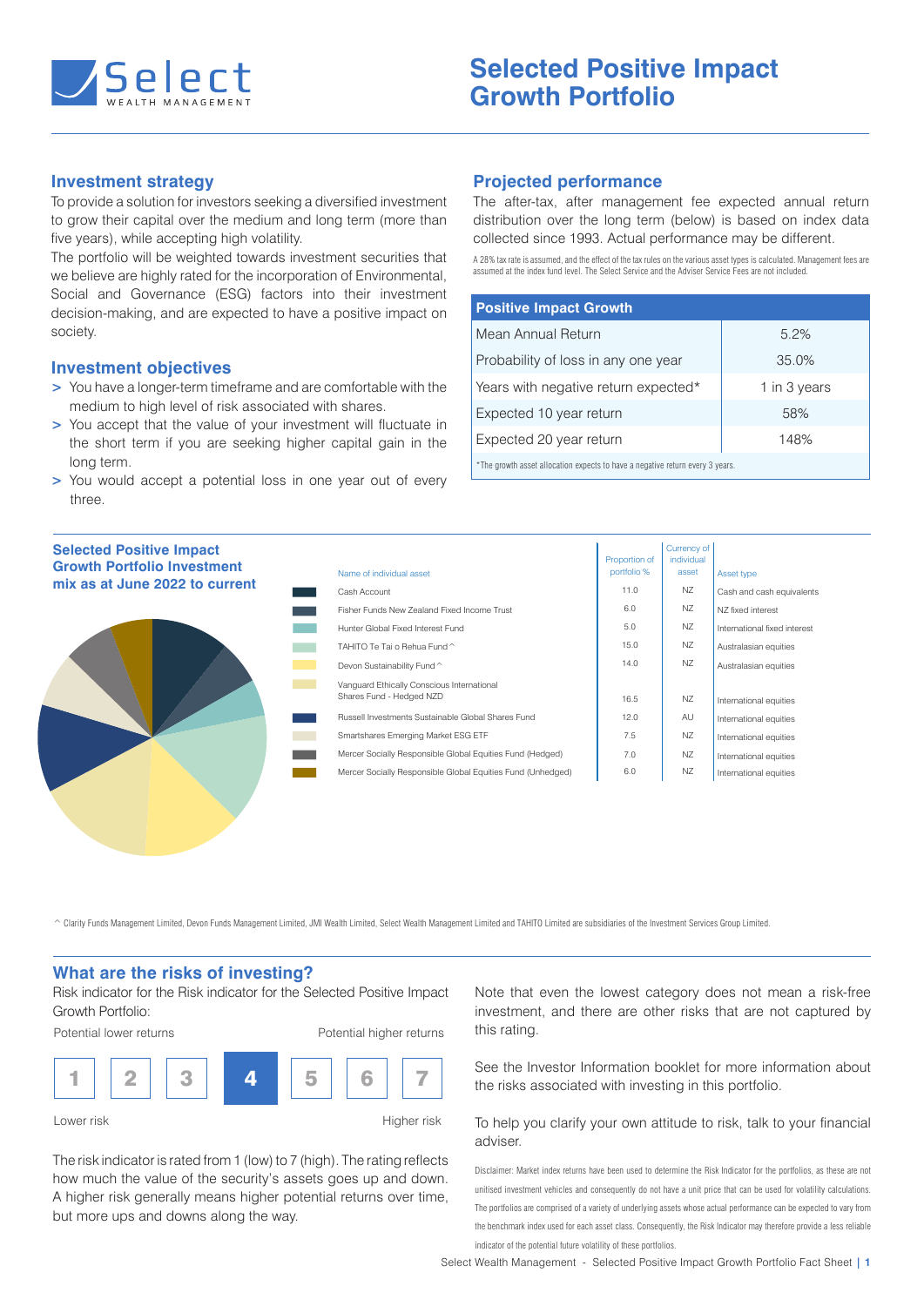# Selected Positive Impact Growth Portfolio

## Investment strategy

To provide a solution for investors seeking a diversified investment to grow their capital over the medium and long term (more than five years), while accepting high volatility.

The portfolio will be weighted towards investment securities that we believe are highly rated for the incorporation of Environmental, Social and Governance (ESG) factors into their investment decision-making, and are expected to have a positive impact on society.

## Investment objectives

> You have a longer-term timeframe and are comfortable with the medium to high level of risk associated with shares.

> You accept that the value of your investment will fluctuate in the short term if you are seeking higher capital gain in the long term.

> You would accept a potential loss in one year out of every three.

## Projected performance

The after-tax, after management fee expected annual return distribution over the long term (below) is based on index data collected since 1993. Actual performance may be different.

A 28% tax rate is assumed, and the effect of the tax rules on the various asset types is calculated. Management fees are assumed at the index fund level. The Select Service and the Adviser Service Fees are not included.

| Positive Impact Growth | |
|---|---|
| Mean Annual Return | 5.2% |
| Probability of loss in any one year | 35.0% |
| Years with negative return expected* | 1 in 3 years |
| Expected 10 year return | 58% |
| Expected 20 year return | 148% |

*The growth asset allocation expects to have a negative return every 3 years.

## Selected Positive Impact Growth Portfolio Investment mix as at June 2022 to current

| Name of individual asset | Proportion of portfolio % | Currency of individual asset | Asset type |
|---|---|---|---|
| Cash Account | 11.0 | NZ | Cash and cash equivalents |
| Fisher Funds New Zealand Fixed Income Trust | 6.0 | NZ | NZ fixed interest |
| Hunter Global Fixed Interest Fund | 5.0 | NZ | International fixed interest |
| TAHITO Te Tai o Rehua Fund^ | 15.0 | NZ | Australasian equities |
| Devon Sustainability Fund^ | 14.0 | NZ | Australasian equities |
| Vanguard Ethically Conscious International Shares Fund - Hedged NZD | 16.5 | NZ | International equities |
| Russell Investments Sustainable Global Shares Fund | 12.0 | AU | International equities |
| Smartshares Emerging Market ESG ETF | 7.5 | NZ | International equities |
| Mercer Socially Responsible Global Equities Fund (Hedged) | 7.0 | NZ | International equities |
| Mercer Socially Responsible Global Equities Fund (Unhedged) | 6.0 | NZ | International equities |

^ Clarity Funds Management Limited, Devon Funds Management Limited, JMI Wealth Limited, Select Wealth Management Limited and TAHITO Limited are subsidiaries of the Investment Services Group Limited.

## What are the risks of investing?

Risk indicator for the Risk indicator for the Selected Positive Impact Growth Portfolio:

Potential lower returns — Potential higher returns

| 1 | 2 | 3 | **4** | 5 | 6 | 7 |
|---|---|---|---|---|---|---|

Lower risk — Higher risk

The risk indicator is rated from 1 (low) to 7 (high). The rating reflects how much the value of the security's assets goes up and down. A higher risk generally means higher potential returns over time, but more ups and downs along the way.

Note that even the lowest category does not mean a risk-free investment, and there are other risks that are not captured by this rating.

See the Investor Information booklet for more information about the risks associated with investing in this portfolio.

To help you clarify your own attitude to risk, talk to your financial adviser.

Disclaimer: Market index returns have been used to determine the Risk Indicator for the portfolios, as these are not unitised investment vehicles and consequently do not have a unit price that can be used for volatility calculations. The portfolios are comprised of a variety of underlying assets whose actual performance can be expected to vary from the benchmark index used for each asset class. Consequently, the Risk Indicator may therefore provide a less reliable indicator of the potential future volatility of these portfolios.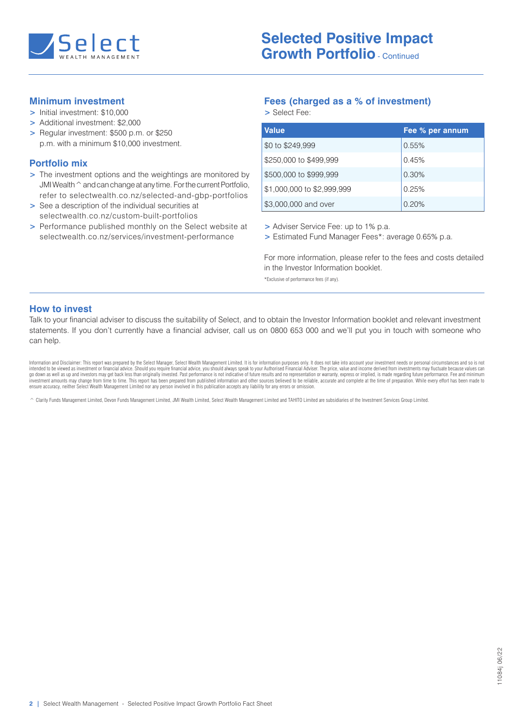# Selected Positive Impact Growth Portfolio - Continued

## Minimum investment

- > Initial investment: $10,000
- > Additional investment: $2,000
- > Regular investment: $500 p.m. or $250 p.m. with a minimum $10,000 investment.

## Portfolio mix

- > The investment options and the weightings are monitored by JMI Wealth ^ and can change at any time. For the current Portfolio, refer to selectwealth.co.nz/selected-and-gbp-portfolios
- > See a description of the individual securities at selectwealth.co.nz/custom-built-portfolios
- > Performance published monthly on the Select website at selectwealth.co.nz/services/investment-performance

## Fees (charged as a % of investment)

- > Select Fee:

| Value | Fee % per annum |
|---|---|
| $0 to $249,999 | 0.55% |
| $250,000 to $499,999 | 0.45% |
| $500,000 to $999,999 | 0.30% |
| $1,000,000 to $2,999,999 | 0.25% |
| $3,000,000 and over | 0.20% |

- > Adviser Service Fee: up to 1% p.a.
- > Estimated Fund Manager Fees*: average 0.65% p.a.

For more information, please refer to the fees and costs detailed in the Investor Information booklet.

*Exclusive of performance fees (if any).

## How to invest

Talk to your financial adviser to discuss the suitability of Select, and to obtain the Investor Information booklet and relevant investment statements. If you don't currently have a financial adviser, call us on 0800 653 000 and we'll put you in touch with someone who can help.

Information and Disclaimer: This report was prepared by the Select Manager, Select Wealth Management Limited. It is for information purposes only. It does not take into account your investment needs or personal circumstances and so is not intended to be viewed as investment or financial advice. Should you require financial advice, you should always speak to your Authorised Financial Adviser. The price, value and income derived from investments may fluctuate because values can go down as well as up and investors may get back less than originally invested. Past performance is not indicative of future results and no representation or warranty, express or implied, is made regarding future performance. Fee and minimum investment amounts may change from time to time. This report has been prepared from published information and other sources believed to be reliable, accurate and complete at the time of preparation. While every effort has been made to ensure accuracy, neither Select Wealth Management Limited nor any person involved in this publication accepts any liability for any errors or omission.

^ Clarity Funds Management Limited, Devon Funds Management Limited, JMI Wealth Limited, Select Wealth Management Limited and TAHITO Limited are subsidiaries of the Investment Services Group Limited.

11084| 06/22